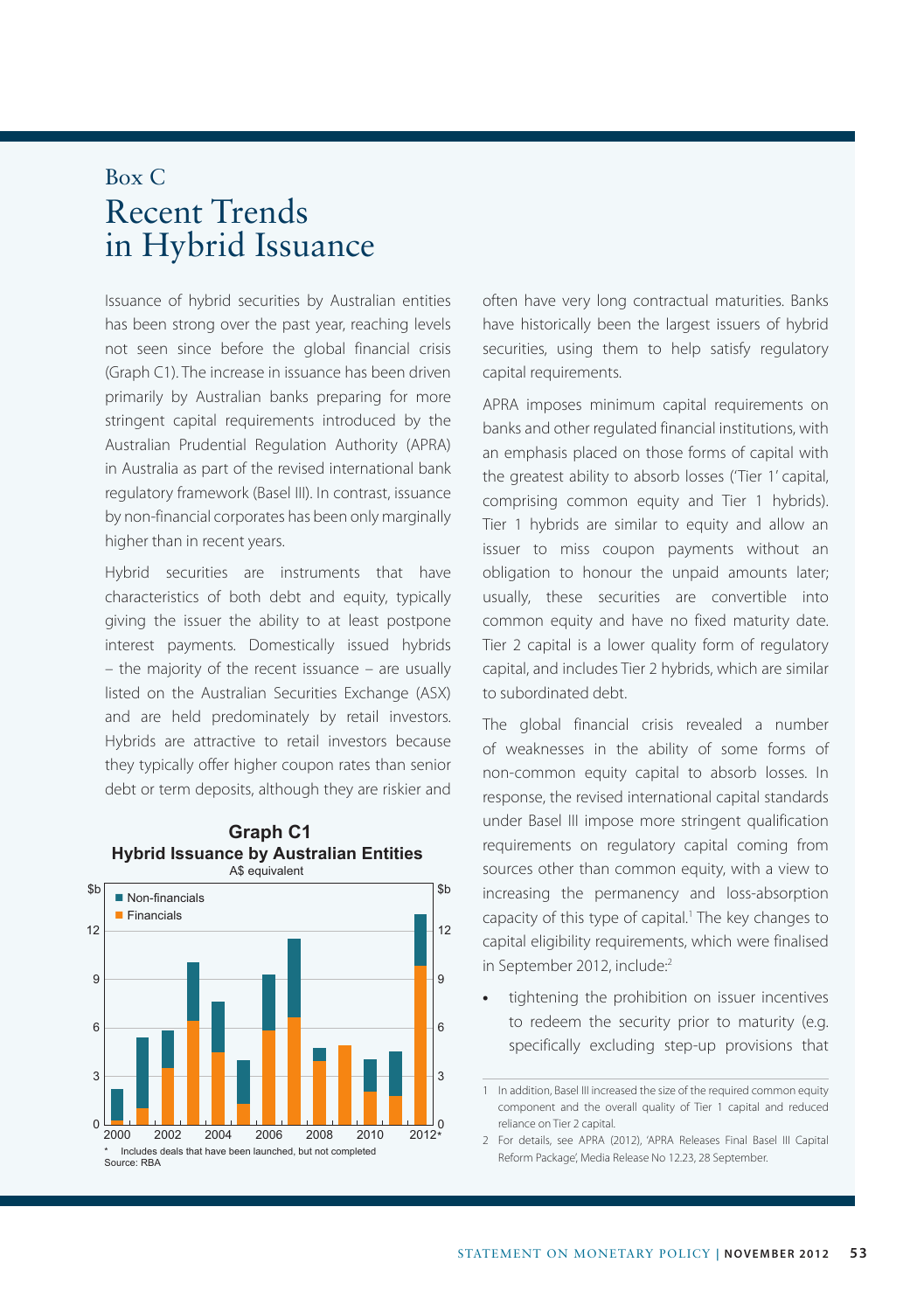Box C

# Recent Trends in Hybrid Issuance

Issuance of hybrid securities by Australian entities has been strong over the past year, reaching levels not seen since before the global financial crisis (Graph C1). The increase in issuance has been driven primarily by Australian banks preparing for more stringent capital requirements introduced by the Australian Prudential Regulation Authority (APRA) in Australia as part of the revised international bank regulatory framework (Basel III). In contrast, issuance by non-financial corporates has been only marginally higher than in recent years.

Hybrid securities are instruments that have characteristics of both debt and equity, typically giving the issuer the ability to at least postpone interest payments. Domestically issued hybrids – the majority of the recent issuance – are usually listed on the Australian Securities Exchange (ASX) and are held predominately by retail investors. Hybrids are attractive to retail investors because they typically offer higher coupon rates than senior debt or term deposits, although they are riskier and often have very long contractual maturities. Banks have historically been the largest issuers of hybrid securities, using them to help satisfy regulatory capital requirements.

**Graph C1**
**Hybrid Issuance by Australian Entities**
A$ equivalent

\* Includes deals that have been launched, but not completed
Source: RBA

APRA imposes minimum capital requirements on banks and other regulated financial institutions, with an emphasis placed on those forms of capital with the greatest ability to absorb losses ('Tier 1' capital, comprising common equity and Tier 1 hybrids). Tier 1 hybrids are similar to equity and allow an issuer to miss coupon payments without an obligation to honour the unpaid amounts later; usually, these securities are convertible into common equity and have no fixed maturity date. Tier 2 capital is a lower quality form of regulatory capital, and includes Tier 2 hybrids, which are similar to subordinated debt.

The global financial crisis revealed a number of weaknesses in the ability of some forms of non-common equity capital to absorb losses. In response, the revised international capital standards under Basel III impose more stringent qualification requirements on regulatory capital coming from sources other than common equity, with a view to increasing the permanency and loss-absorption capacity of this type of capital.[1] The key changes to capital eligibility requirements, which were finalised in September 2012, include:[2]

- tightening the prohibition on issuer incentives to redeem the security prior to maturity (e.g. specifically excluding step-up provisions that

---

1 In addition, Basel III increased the size of the required common equity component and the overall quality of Tier 1 capital and reduced reliance on Tier 2 capital.

2 For details, see APRA (2012), 'APRA Releases Final Basel III Capital Reform Package', Media Release No 12.23, 28 September.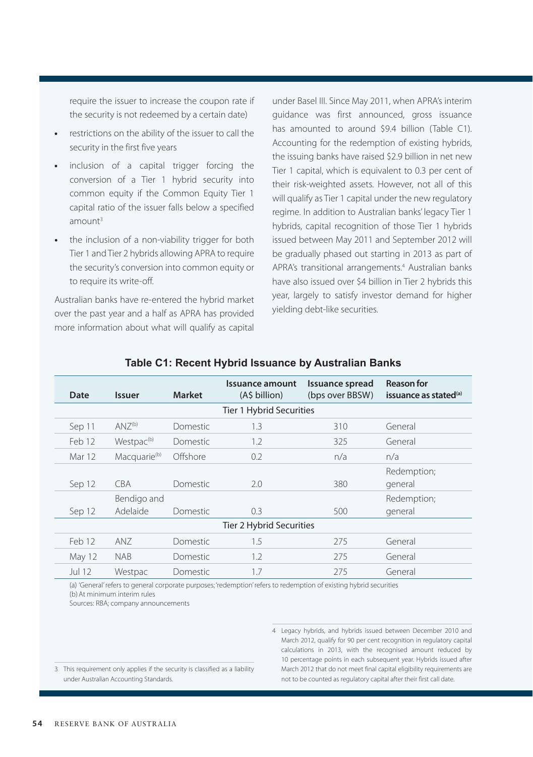require the issuer to increase the coupon rate if the security is not redeemed by a certain date)

- restrictions on the ability of the issuer to call the security in the first five years
- inclusion of a capital trigger forcing the conversion of a Tier 1 hybrid security into common equity if the Common Equity Tier 1 capital ratio of the issuer falls below a specified amount[3]
- the inclusion of a non-viability trigger for both Tier 1 and Tier 2 hybrids allowing APRA to require the security's conversion into common equity or to require its write-off.

Australian banks have re-entered the hybrid market over the past year and a half as APRA has provided more information about what will qualify as capital under Basel III. Since May 2011, when APRA's interim guidance was first announced, gross issuance has amounted to around \$9.4 billion (Table C1). Accounting for the redemption of existing hybrids, the issuing banks have raised \$2.9 billion in net new Tier 1 capital, which is equivalent to 0.3 per cent of their risk-weighted assets. However, not all of this will qualify as Tier 1 capital under the new regulatory regime. In addition to Australian banks' legacy Tier 1 hybrids, capital recognition of those Tier 1 hybrids issued between May 2011 and September 2012 will be gradually phased out starting in 2013 as part of APRA's transitional arrangements.[4] Australian banks have also issued over \$4 billion in Tier 2 hybrids this year, largely to satisfy investor demand for higher yielding debt-like securities.

**Table C1: Recent Hybrid Issuance by Australian Banks**

| Date | Issuer | Market | Issuance amount (A\$ billion) | Issuance spread (bps over BBSW) | Reason for issuance as stated[(a)] |
|---|---|---|---|---|---|
| | | | Tier 1 Hybrid Securities | | |
| Sep 11 | ANZ[(b)] | Domestic | 1.3 | 310 | General |
| Feb 12 | Westpac[(b)] | Domestic | 1.2 | 325 | General |
| Mar 12 | Macquarie[(b)] | Offshore | 0.2 | n/a | n/a |
| Sep 12 | CBA | Domestic | 2.0 | 380 | Redemption; general |
| Sep 12 | Bendigo and Adelaide | Domestic | 0.3 | 500 | Redemption; general |
| | | | Tier 2 Hybrid Securities | | |
| Feb 12 | ANZ | Domestic | 1.5 | 275 | General |
| May 12 | NAB | Domestic | 1.2 | 275 | General |
| Jul 12 | Westpac | Domestic | 1.7 | 275 | General |

(a) 'General' refers to general corporate purposes; 'redemption' refers to redemption of existing hybrid securities
(b) At minimum interim rules
Sources: RBA; company announcements

3 This requirement only applies if the security is classified as a liability under Australian Accounting Standards.

4 Legacy hybrids, and hybrids issued between December 2010 and March 2012, qualify for 90 per cent recognition in regulatory capital calculations in 2013, with the recognised amount reduced by 10 percentage points in each subsequent year. Hybrids issued after March 2012 that do not meet final capital eligibility requirements are not to be counted as regulatory capital after their first call date.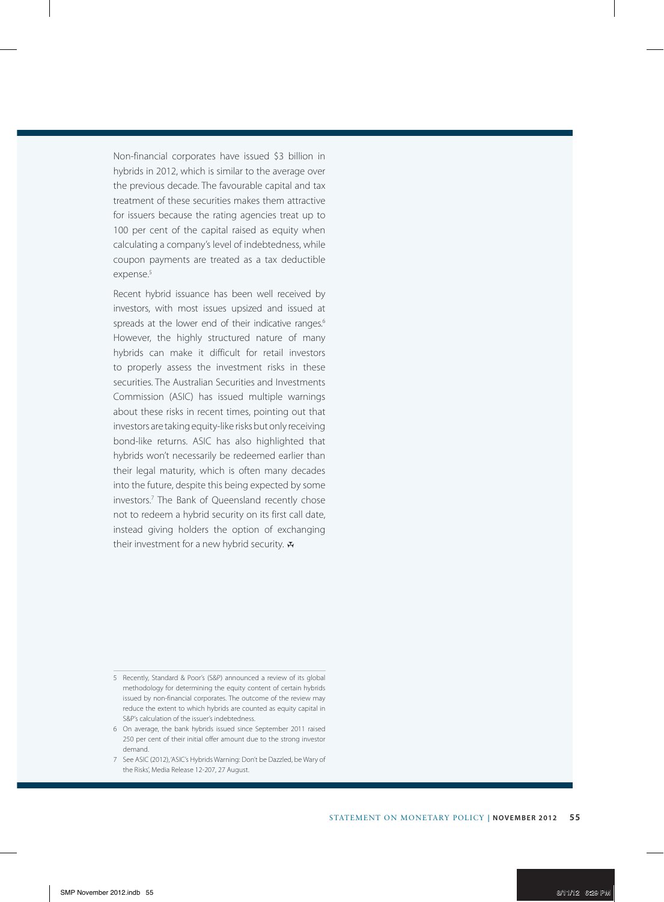Non-financial corporates have issued $3 billion in hybrids in 2012, which is similar to the average over the previous decade. The favourable capital and tax treatment of these securities makes them attractive for issuers because the rating agencies treat up to 100 per cent of the capital raised as equity when calculating a company's level of indebtedness, while coupon payments are treated as a tax deductible expense.[5]

Recent hybrid issuance has been well received by investors, with most issues upsized and issued at spreads at the lower end of their indicative ranges.[6] However, the highly structured nature of many hybrids can make it difficult for retail investors to properly assess the investment risks in these securities. The Australian Securities and Investments Commission (ASIC) has issued multiple warnings about these risks in recent times, pointing out that investors are taking equity-like risks but only receiving bond-like returns. ASIC has also highlighted that hybrids won't necessarily be redeemed earlier than their legal maturity, which is often many decades into the future, despite this being expected by some investors.[7] The Bank of Queensland recently chose not to redeem a hybrid security on its first call date, instead giving holders the option of exchanging their investment for a new hybrid security.

---

5 Recently, Standard & Poor's (S&P) announced a review of its global methodology for determining the equity content of certain hybrids issued by non-financial corporates. The outcome of the review may reduce the extent to which hybrids are counted as equity capital in S&P's calculation of the issuer's indebtedness.

6 On average, the bank hybrids issued since September 2011 raised 250 per cent of their initial offer amount due to the strong investor demand.

7 See ASIC (2012), 'ASIC's Hybrids Warning: Don't be Dazzled, be Wary of the Risks', Media Release 12-207, 27 August.